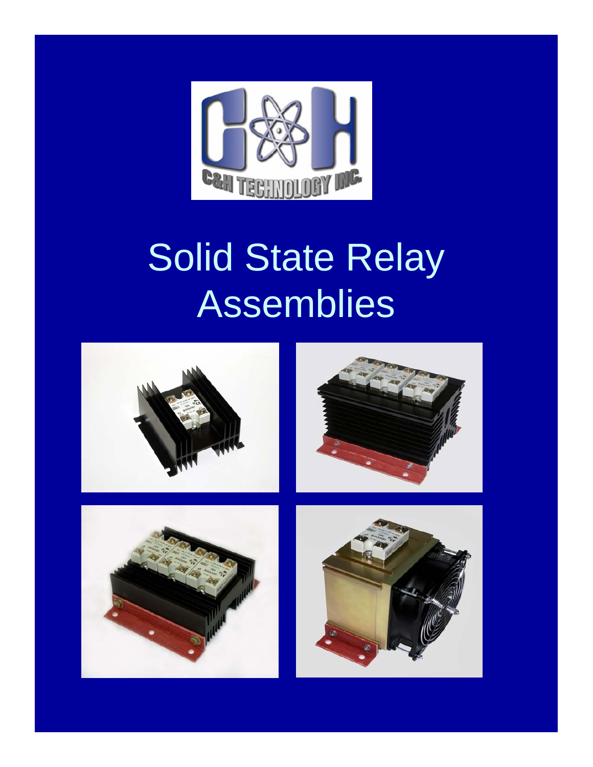# Solid State Relay Assemblies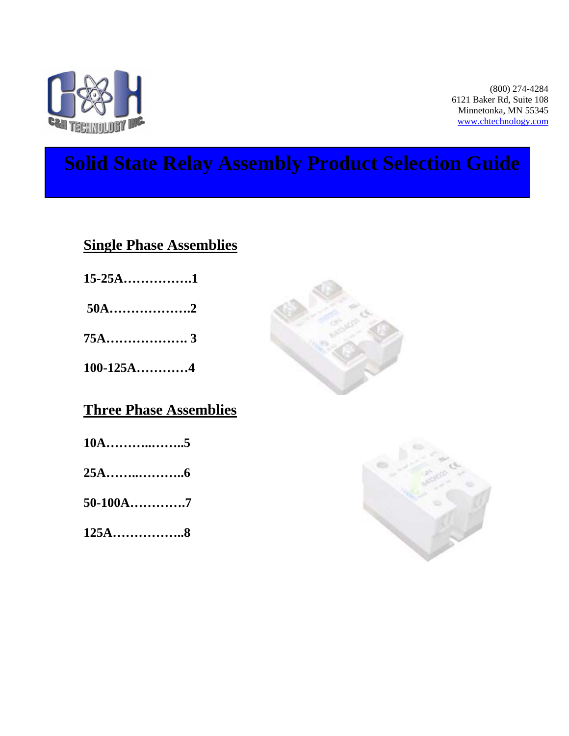(800) 274-4284
6121 Baker Rd, Suite 108
Minnetonka, MN 55345
www.chtechnology.com

# Solid State Relay Assembly Product Selection Guide

## Single Phase Assemblies

**15-25A…………….1**

**50A……………….2**

**75A………………. 3**

**100-125A…………4**

## Three Phase Assemblies

**10A………..……..5**

**25A……..………..6**

**50-100A………….7**

**125A……………..8**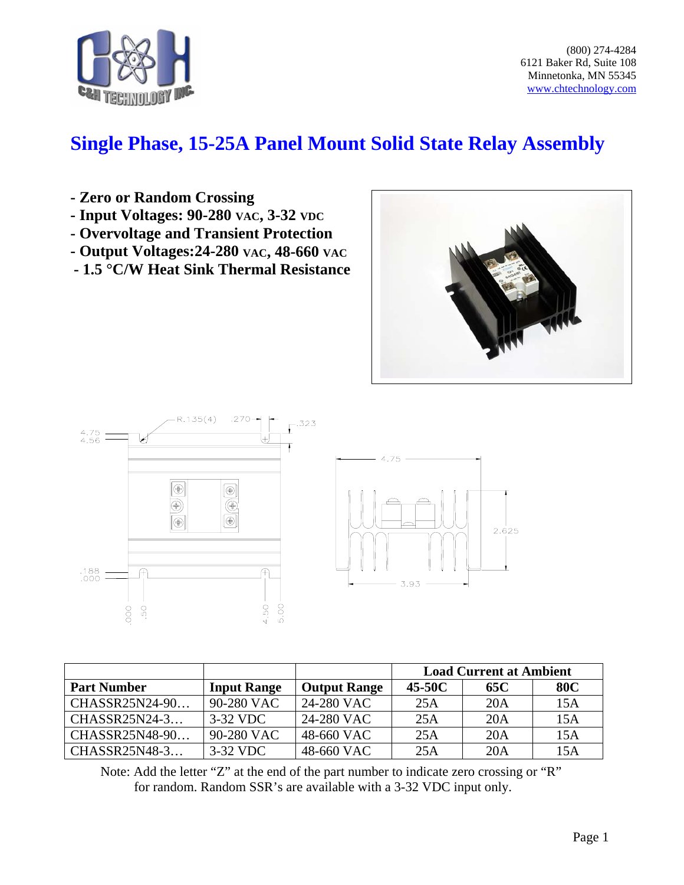C&H TECHNOLOGY INC.

(800) 274-4284
6121 Baker Rd, Suite 108
Minnetonka, MN 55345
www.chtechnology.com

# Single Phase, 15-25A Panel Mount Solid State Relay Assembly

- Zero or Random Crossing
- Input Voltages: 90-280 VAC, 3-32 VDC
- Overvoltage and Transient Protection
- Output Voltages:24-280 VAC, 48-660 VAC
- 1.5 °C/W Heat Sink Thermal Resistance

| | | | Load Current at Ambient | | |
|---|---|---|---|---|---|
| **Part Number** | **Input Range** | **Output Range** | **45-50C** | **65C** | **80C** |
| CHASSR25N24-90… | 90-280 VAC | 24-280 VAC | 25A | 20A | 15A |
| CHASSR25N24-3… | 3-32 VDC | 24-280 VAC | 25A | 20A | 15A |
| CHASSR25N48-90… | 90-280 VAC | 48-660 VAC | 25A | 20A | 15A |
| CHASSR25N48-3… | 3-32 VDC | 48-660 VAC | 25A | 20A | 15A |

Note: Add the letter "Z" at the end of the part number to indicate zero crossing or "R" for random. Random SSR's are available with a 3-32 VDC input only.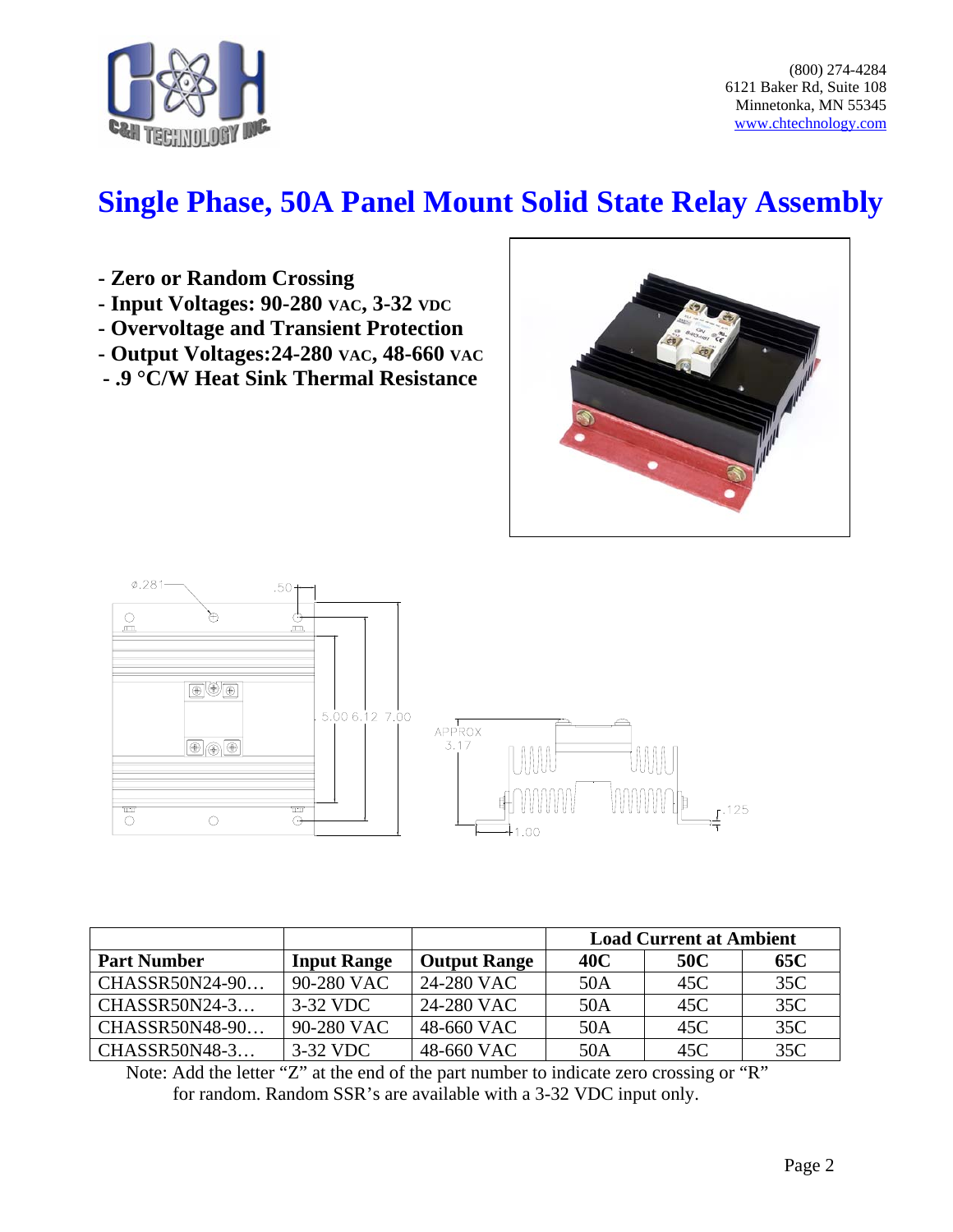# Single Phase, 50A Panel Mount Solid State Relay Assembly

- Zero or Random Crossing
- Input Voltages: 90-280 VAC, 3-32 VDC
- Overvoltage and Transient Protection
- Output Voltages: 24-280 VAC, 48-660 VAC
- .9 °C/W Heat Sink Thermal Resistance

| | | | Load Current at Ambient | | |
|---|---|---|---|---|---|
| **Part Number** | **Input Range** | **Output Range** | **40C** | **50C** | **65C** |
| CHASSR50N24-90… | 90-280 VAC | 24-280 VAC | 50A | 45C | 35C |
| CHASSR50N24-3… | 3-32 VDC | 24-280 VAC | 50A | 45C | 35C |
| CHASSR50N48-90… | 90-280 VAC | 48-660 VAC | 50A | 45C | 35C |
| CHASSR50N48-3… | 3-32 VDC | 48-660 VAC | 50A | 45C | 35C |

Note: Add the letter "Z" at the end of the part number to indicate zero crossing or "R" for random. Random SSR's are available with a 3-32 VDC input only.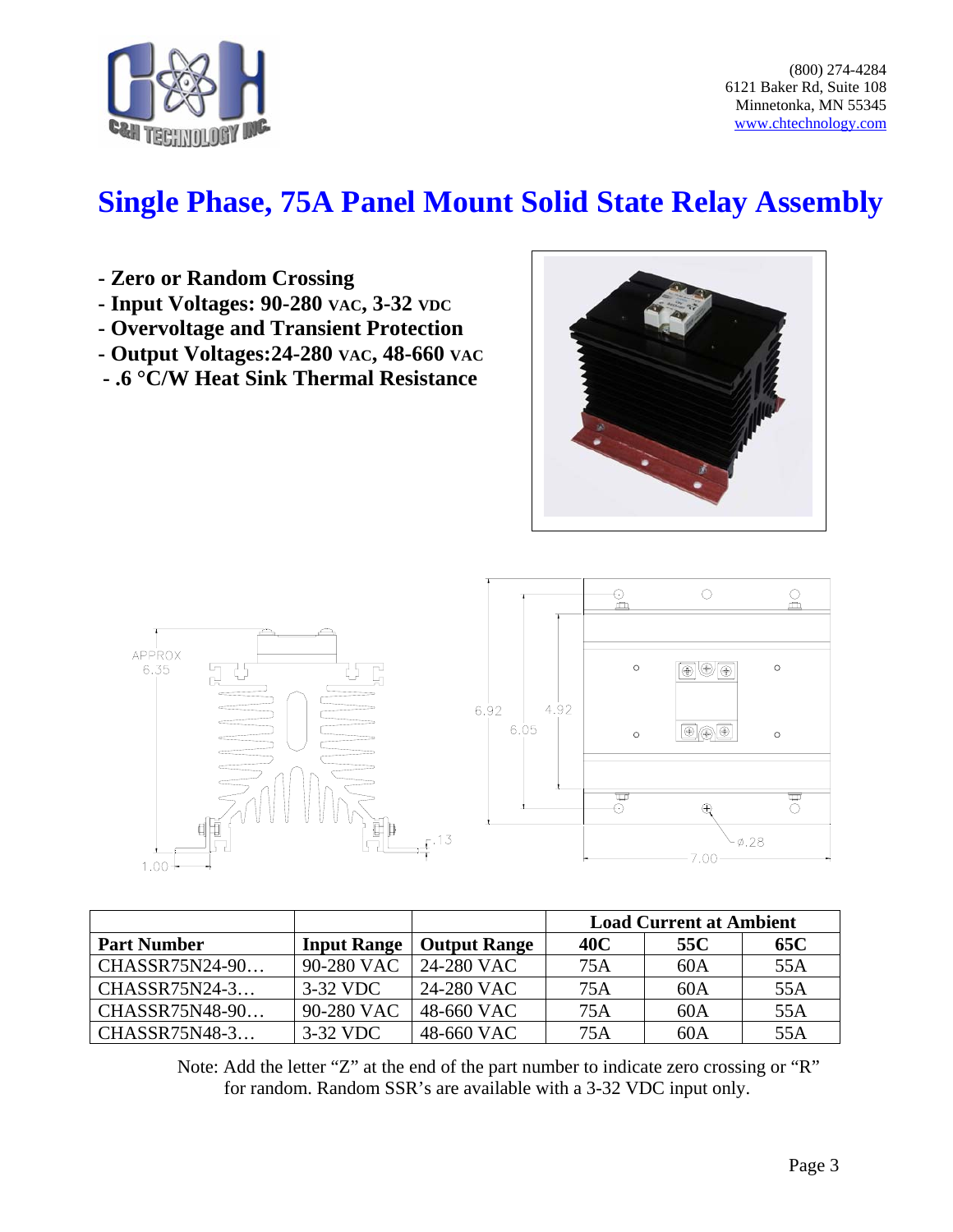(800) 274-4284
6121 Baker Rd, Suite 108
Minnetonka, MN 55345
www.chtechnology.com

# Single Phase, 75A Panel Mount Solid State Relay Assembly

- **Zero or Random Crossing**
- **Input Voltages: 90-280 VAC, 3-32 VDC**
- **Overvoltage and Transient Protection**
- **Output Voltages:24-280 VAC, 48-660 VAC**
- **.6 °C/W Heat Sink Thermal Resistance**

| | | | Load Current at Ambient | | |
|---|---|---|---|---|---|
| **Part Number** | **Input Range** | **Output Range** | **40C** | **55C** | **65C** |
| CHASSR75N24-90… | 90-280 VAC | 24-280 VAC | 75A | 60A | 55A |
| CHASSR75N24-3… | 3-32 VDC | 24-280 VAC | 75A | 60A | 55A |
| CHASSR75N48-90… | 90-280 VAC | 48-660 VAC | 75A | 60A | 55A |
| CHASSR75N48-3… | 3-32 VDC | 48-660 VAC | 75A | 60A | 55A |

Note: Add the letter "Z" at the end of the part number to indicate zero crossing or "R" for random. Random SSR's are available with a 3-32 VDC input only.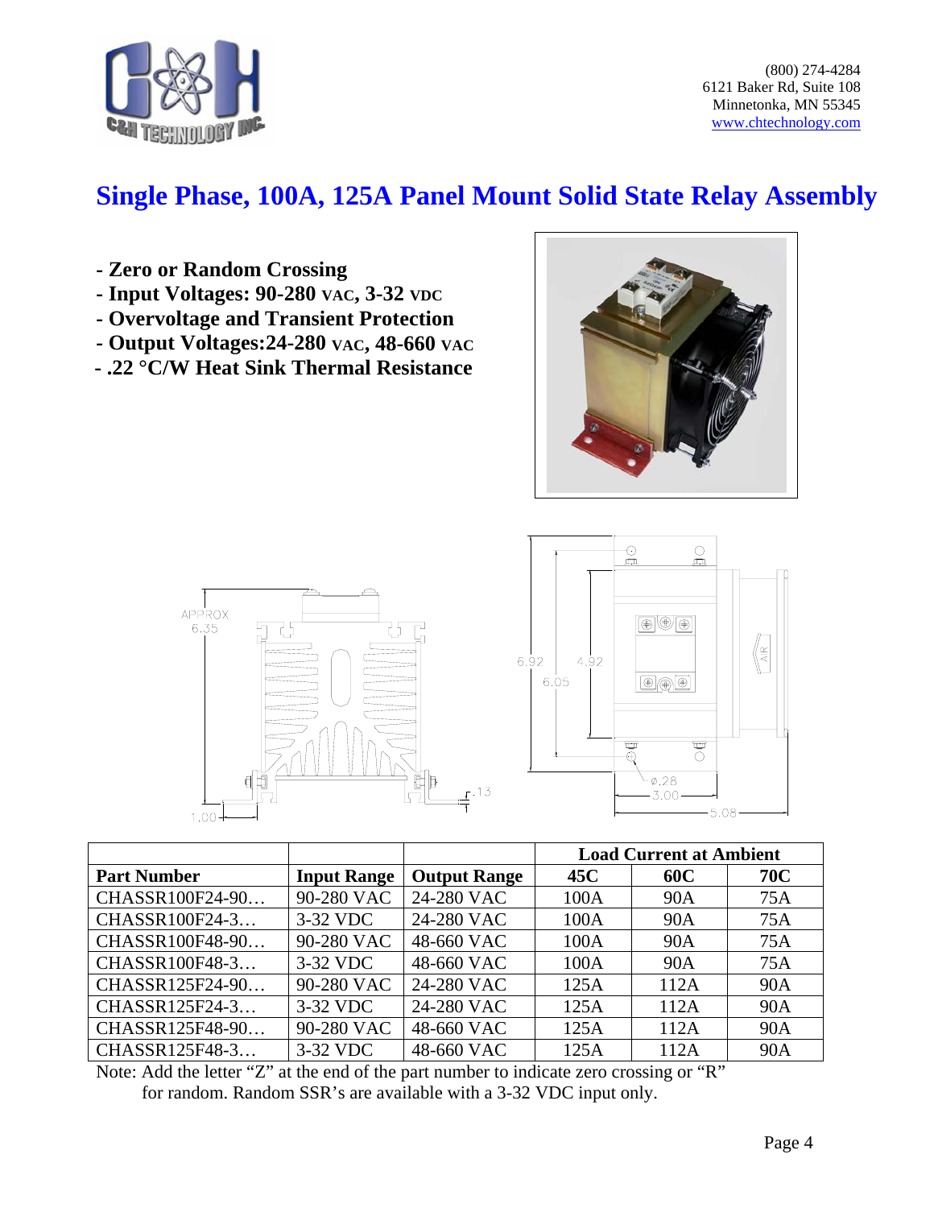(800) 274-4284
6121 Baker Rd, Suite 108
Minnetonka, MN 55345
www.chtechnology.com

# Single Phase, 100A, 125A Panel Mount Solid State Relay Assembly

- **Zero or Random Crossing**
- **Input Voltages: 90-280 VAC, 3-32 VDC**
- **Overvoltage and Transient Protection**
- **Output Voltages:24-280 VAC, 48-660 VAC**
- **.22 °C/W Heat Sink Thermal Resistance**

| | | | Load Current at Ambient | | |
|---|---|---|---|---|---|
| **Part Number** | **Input Range** | **Output Range** | **45C** | **60C** | **70C** |
| CHASSR100F24-90… | 90-280 VAC | 24-280 VAC | 100A | 90A | 75A |
| CHASSR100F24-3… | 3-32 VDC | 24-280 VAC | 100A | 90A | 75A |
| CHASSR100F48-90… | 90-280 VAC | 48-660 VAC | 100A | 90A | 75A |
| CHASSR100F48-3… | 3-32 VDC | 48-660 VAC | 100A | 90A | 75A |
| CHASSR125F24-90… | 90-280 VAC | 24-280 VAC | 125A | 112A | 90A |
| CHASSR125F24-3… | 3-32 VDC | 24-280 VAC | 125A | 112A | 90A |
| CHASSR125F48-90… | 90-280 VAC | 48-660 VAC | 125A | 112A | 90A |
| CHASSR125F48-3… | 3-32 VDC | 48-660 VAC | 125A | 112A | 90A |

Note: Add the letter "Z" at the end of the part number to indicate zero crossing or "R" for random. Random SSR's are available with a 3-32 VDC input only.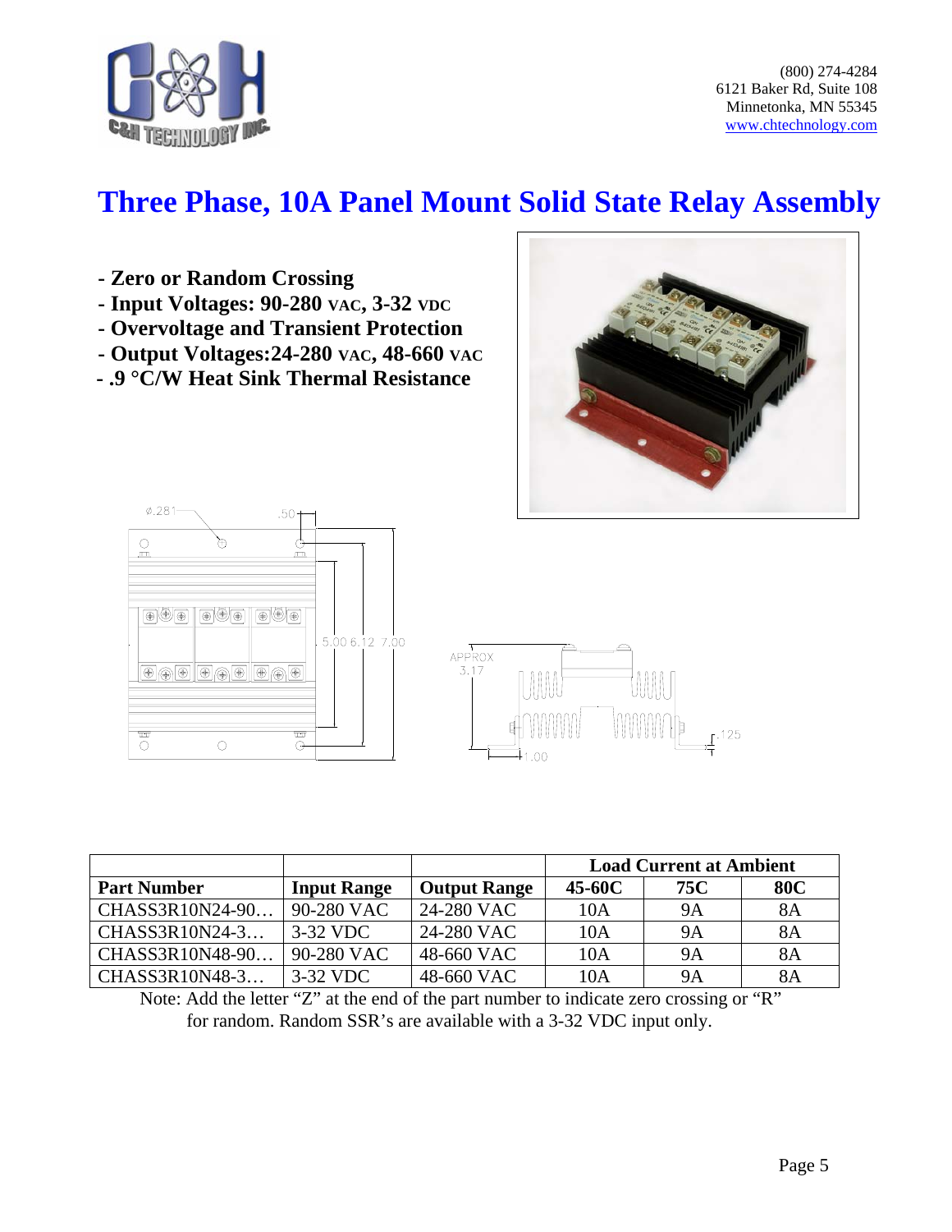(800) 274-4284
6121 Baker Rd, Suite 108
Minnetonka, MN 55345
www.chtechnology.com

# Three Phase, 10A Panel Mount Solid State Relay Assembly

- **Zero or Random Crossing**
- **Input Voltages: 90-280 VAC, 3-32 VDC**
- **Overvoltage and Transient Protection**
- **Output Voltages:24-280 VAC, 48-660 VAC**
- **.9 °C/W Heat Sink Thermal Resistance**

| | | | Load Current at Ambient | | |
|---|---|---|---|---|---|
| **Part Number** | **Input Range** | **Output Range** | **45-60C** | **75C** | **80C** |
| CHASS3R10N24-90… | 90-280 VAC | 24-280 VAC | 10A | 9A | 8A |
| CHASS3R10N24-3… | 3-32 VDC | 24-280 VAC | 10A | 9A | 8A |
| CHASS3R10N48-90… | 90-280 VAC | 48-660 VAC | 10A | 9A | 8A |
| CHASS3R10N48-3… | 3-32 VDC | 48-660 VAC | 10A | 9A | 8A |

Note: Add the letter "Z" at the end of the part number to indicate zero crossing or "R" for random. Random SSR's are available with a 3-32 VDC input only.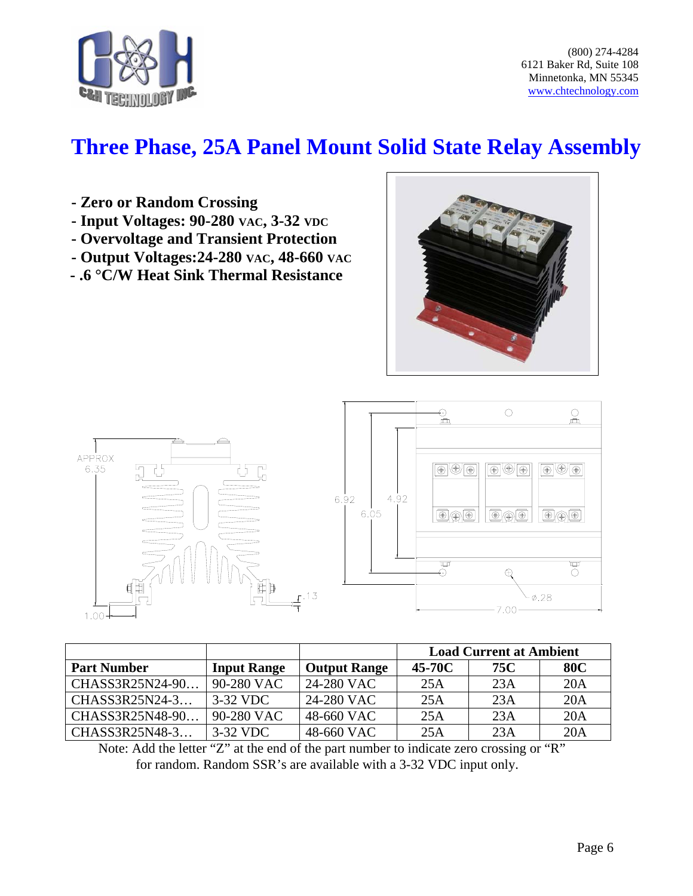# Three Phase, 25A Panel Mount Solid State Relay Assembly

- Zero or Random Crossing
- Input Voltages: 90-280 VAC, 3-32 VDC
- Overvoltage and Transient Protection
- Output Voltages:24-280 VAC, 48-660 VAC
- .6 °C/W Heat Sink Thermal Resistance

| | | | Load Current at Ambient | | |
|---|---|---|---|---|---|
| **Part Number** | **Input Range** | **Output Range** | **45-70C** | **75C** | **80C** |
| CHASS3R25N24-90… | 90-280 VAC | 24-280 VAC | 25A | 23A | 20A |
| CHASS3R25N24-3… | 3-32 VDC | 24-280 VAC | 25A | 23A | 20A |
| CHASS3R25N48-90… | 90-280 VAC | 48-660 VAC | 25A | 23A | 20A |
| CHASS3R25N48-3… | 3-32 VDC | 48-660 VAC | 25A | 23A | 20A |

Note: Add the letter "Z" at the end of the part number to indicate zero crossing or "R" for random. Random SSR's are available with a 3-32 VDC input only.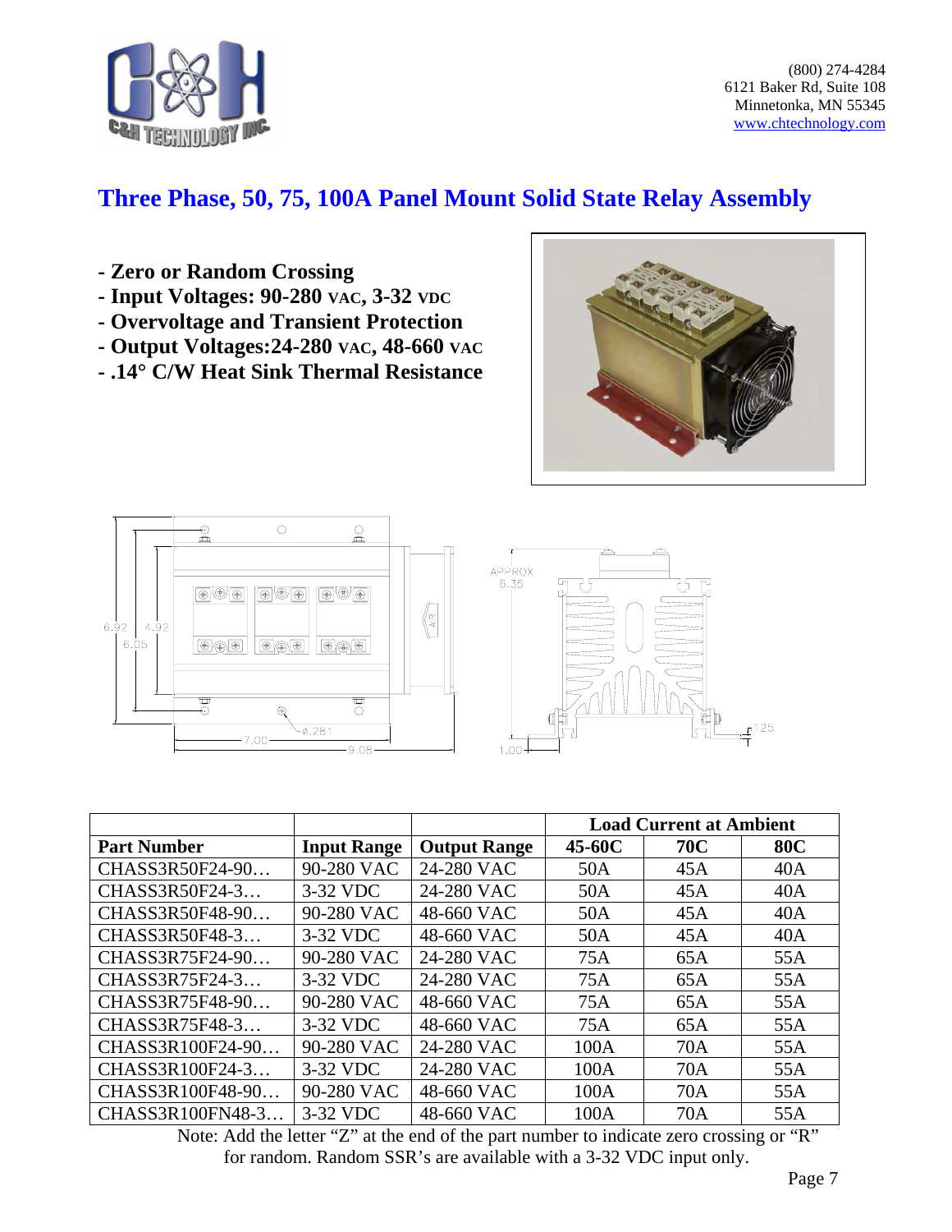(800) 274-4284
6121 Baker Rd, Suite 108
Minnetonka, MN 55345
www.chtechnology.com

# Three Phase, 50, 75, 100A Panel Mount Solid State Relay Assembly

- **- Zero or Random Crossing**
- **- Input Voltages: 90-280 VAC, 3-32 VDC**
- **- Overvoltage and Transient Protection**
- **- Output Voltages:24-280 VAC, 48-660 VAC**
- **- .14° C/W Heat Sink Thermal Resistance**

| | | | Load Current at Ambient | | |
|---|---|---|---|---|---|
| **Part Number** | **Input Range** | **Output Range** | **45-60C** | **70C** | **80C** |
| CHASS3R50F24-90… | 90-280 VAC | 24-280 VAC | 50A | 45A | 40A |
| CHASS3R50F24-3… | 3-32 VDC | 24-280 VAC | 50A | 45A | 40A |
| CHASS3R50F48-90… | 90-280 VAC | 48-660 VAC | 50A | 45A | 40A |
| CHASS3R50F48-3… | 3-32 VDC | 48-660 VAC | 50A | 45A | 40A |
| CHASS3R75F24-90… | 90-280 VAC | 24-280 VAC | 75A | 65A | 55A |
| CHASS3R75F24-3… | 3-32 VDC | 24-280 VAC | 75A | 65A | 55A |
| CHASS3R75F48-90… | 90-280 VAC | 48-660 VAC | 75A | 65A | 55A |
| CHASS3R75F48-3… | 3-32 VDC | 48-660 VAC | 75A | 65A | 55A |
| CHASS3R100F24-90… | 90-280 VAC | 24-280 VAC | 100A | 70A | 55A |
| CHASS3R100F24-3… | 3-32 VDC | 24-280 VAC | 100A | 70A | 55A |
| CHASS3R100F48-90… | 90-280 VAC | 48-660 VAC | 100A | 70A | 55A |
| CHASS3R100FN48-3… | 3-32 VDC | 48-660 VAC | 100A | 70A | 55A |

Note: Add the letter "Z" at the end of the part number to indicate zero crossing or "R" for random. Random SSR's are available with a 3-32 VDC input only.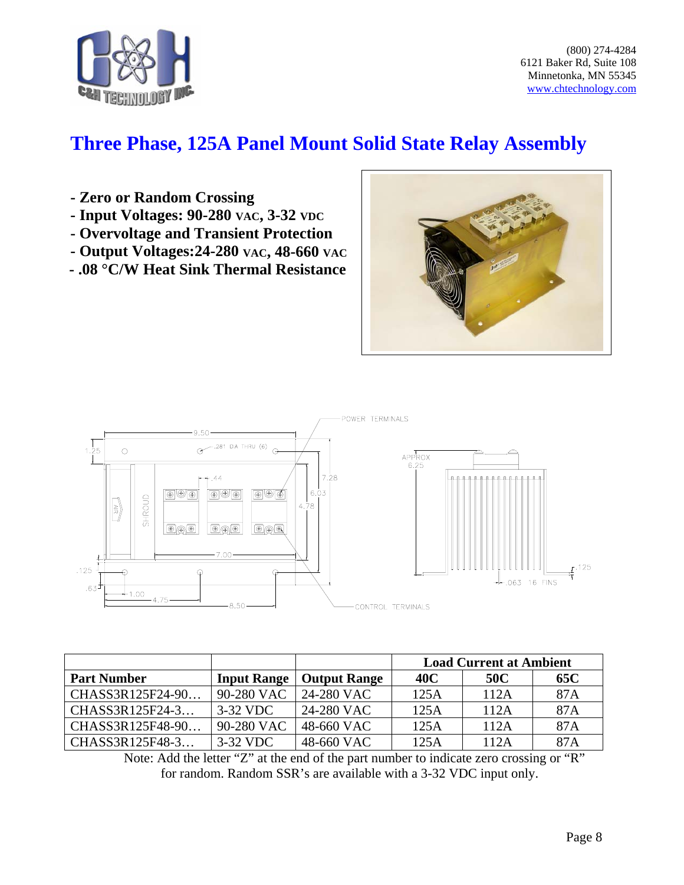(800) 274-4284
6121 Baker Rd, Suite 108
Minnetonka, MN 55345
www.chtechnology.com

# Three Phase, 125A Panel Mount Solid State Relay Assembly

- **Zero or Random Crossing**
- **Input Voltages: 90-280 VAC, 3-32 VDC**
- **Overvoltage and Transient Protection**
- **Output Voltages:24-280 VAC, 48-660 VAC**
- **.08 °C/W Heat Sink Thermal Resistance**

POWER TERMINALS
9.50
1.25
.281 DIA THRU (6)
.44
7.28
6.03
4.78
AIR
SHROUD
7.00
.125
.63
1.00
4.75
8.50
CONTROL TERMINALS
APPROX 6.25
.125
.063 16 FINS

| | | | Load Current at Ambient | | |
|---|---|---|---|---|---|
| **Part Number** | **Input Range** | **Output Range** | **40C** | **50C** | **65C** |
| CHASS3R125F24-90… | 90-280 VAC | 24-280 VAC | 125A | 112A | 87A |
| CHASS3R125F24-3… | 3-32 VDC | 24-280 VAC | 125A | 112A | 87A |
| CHASS3R125F48-90… | 90-280 VAC | 48-660 VAC | 125A | 112A | 87A |
| CHASS3R125F48-3… | 3-32 VDC | 48-660 VAC | 125A | 112A | 87A |

Note: Add the letter "Z" at the end of the part number to indicate zero crossing or "R" for random. Random SSR's are available with a 3-32 VDC input only.